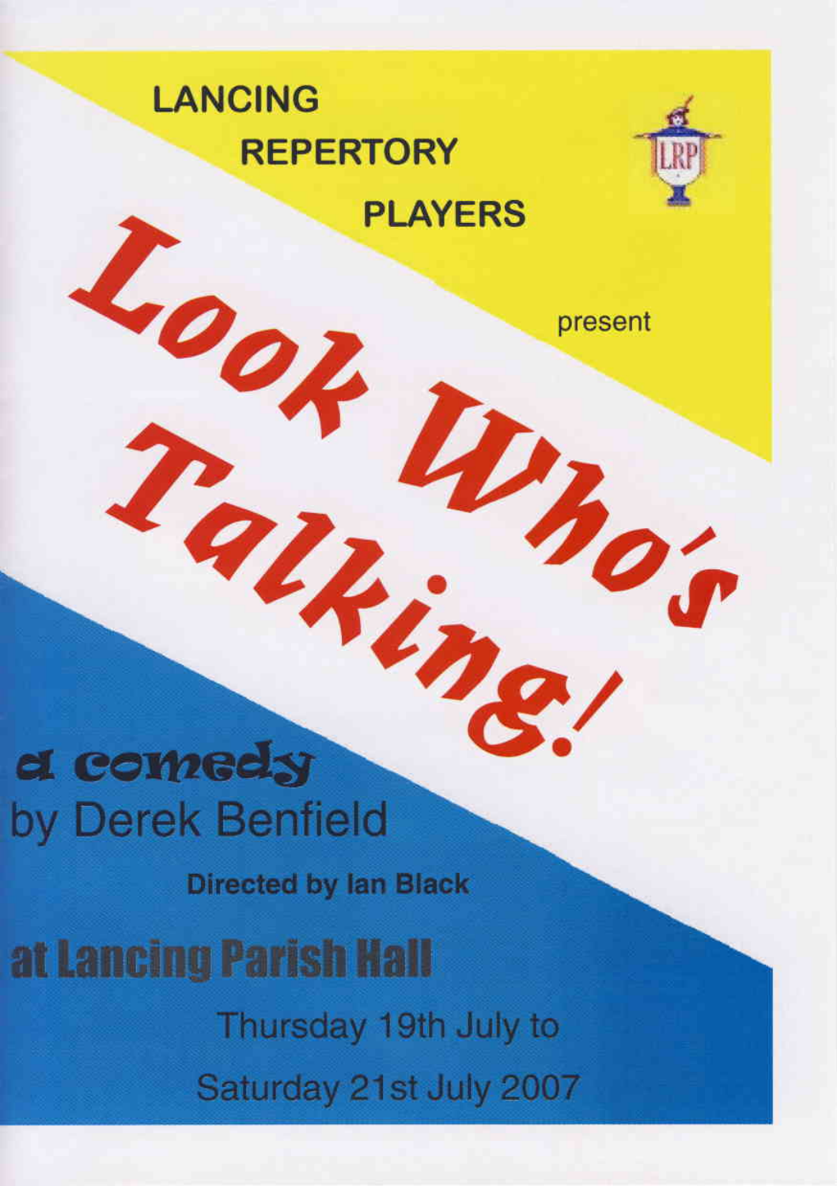# LANCING REPERTORY PLAYERS

present

# Look Who's Talking!

a comedy

by Derek Benfield

**Directed by Ian Black**

**at Lancing Parish Hall**

Thursday 19th July to

Saturday 21st July 2007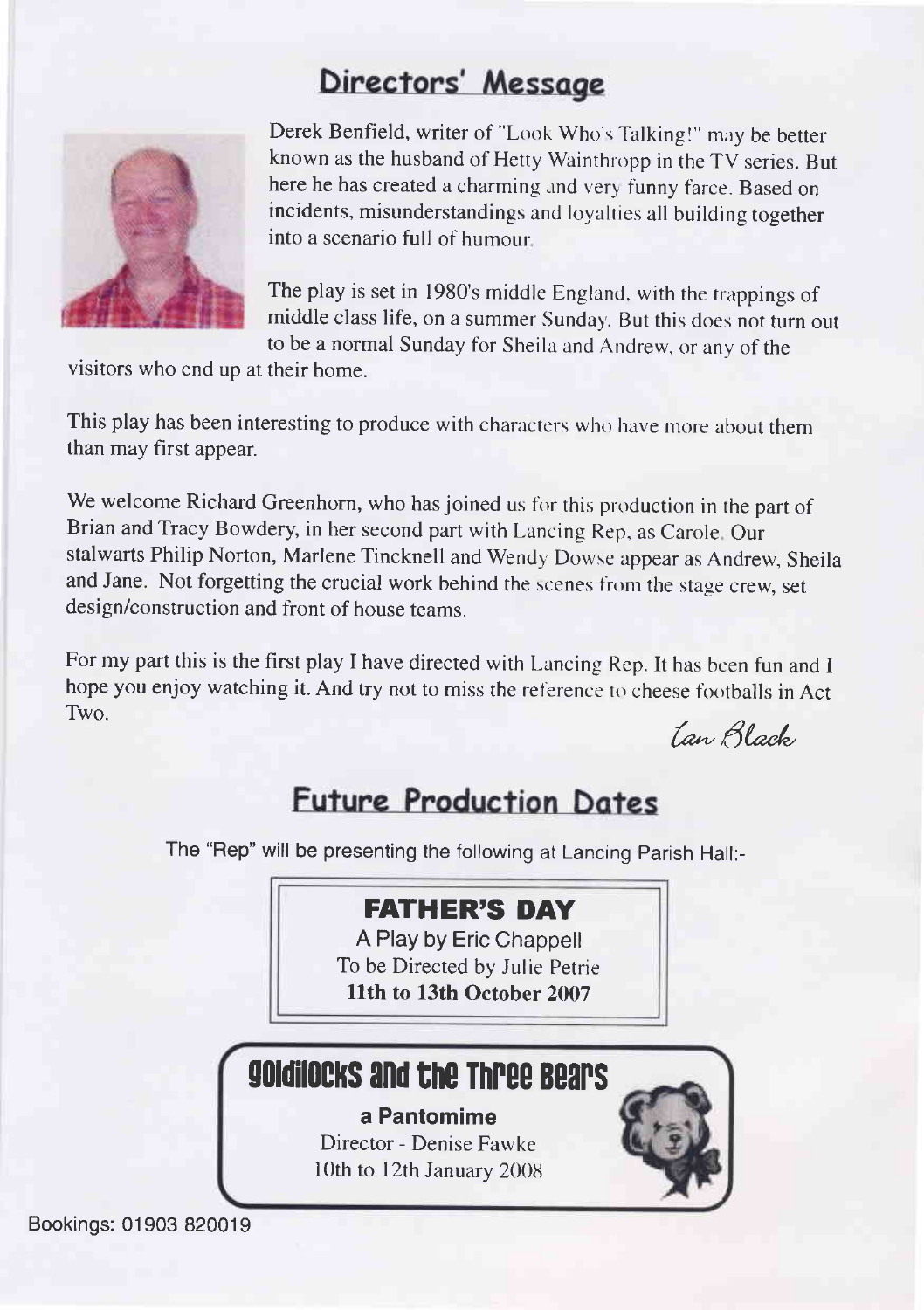## Directors' Message

Derek Benfield, writer of "Look Who's Talking!" may be better known as the husband of Hetty Wainthropp in the TV series. But here he has created a charming and very funny farce. Based on incidents, misunderstandings and loyalties all building together into a scenario full of humour.

The play is set in 1980's middle England, with the trappings of middle class life, on a summer Sunday. But this does not turn out to be a normal Sunday for Sheila and Andrew, or any of the visitors who end up at their home.

This play has been interesting to produce with characters who have more about them than may first appear.

We welcome Richard Greenhorn, who has joined us for this production in the part of Brian and Tracy Bowdery, in her second part with Lancing Rep, as Carole. Our stalwarts Philip Norton, Marlene Tincknell and Wendy Dowse appear as Andrew, Sheila and Jane. Not forgetting the crucial work behind the scenes from the stage crew, set design/construction and front of house teams.

For my part this is the first play I have directed with Lancing Rep. It has been fun and I hope you enjoy watching it. And try not to miss the reference to cheese footballs in Act Two.

*Ian Black*

## Future Production Dates

The "Rep" will be presenting the following at Lancing Parish Hall:-

**FATHER'S DAY**
A Play by Eric Chappell
To be Directed by Julie Petrie
**11th to 13th October 2007**

**Goldilocks and the Three Bears**
**a Pantomime**
Director - Denise Fawke
10th to 12th January 2008

Bookings: 01903 820019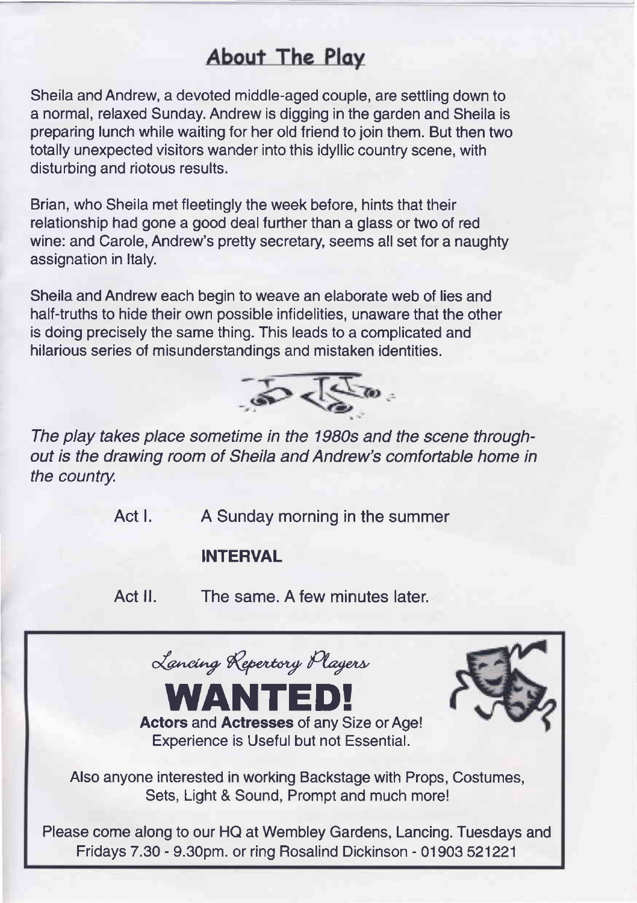## About The Play

Sheila and Andrew, a devoted middle-aged couple, are settling down to a normal, relaxed Sunday. Andrew is digging in the garden and Sheila is preparing lunch while waiting for her old friend to join them. But then two totally unexpected visitors wander into this idyllic country scene, with disturbing and riotous results.

Brian, who Sheila met fleetingly the week before, hints that their relationship had gone a good deal further than a glass or two of red wine: and Carole, Andrew's pretty secretary, seems all set for a naughty assignation in Italy.

Sheila and Andrew each begin to weave an elaborate web of lies and half-truths to hide their own possible infidelities, unaware that the other is doing precisely the same thing. This leads to a complicated and hilarious series of misunderstandings and mistaken identities.

*The play takes place sometime in the 1980s and the scene throughout is the drawing room of Sheila and Andrew's comfortable home in the country.*

Act I. A Sunday morning in the summer

**INTERVAL**

Act II. The same. A few minutes later.

*Lancing Repertory Players*

# WANTED!

**Actors** and **Actresses** of any Size or Age!
Experience is Useful but not Essential.

Also anyone interested in working Backstage with Props, Costumes, Sets, Light & Sound, Prompt and much more!

Please come along to our HQ at Wembley Gardens, Lancing. Tuesdays and Fridays 7.30 - 9.30pm. or ring Rosalind Dickinson - 01903 521221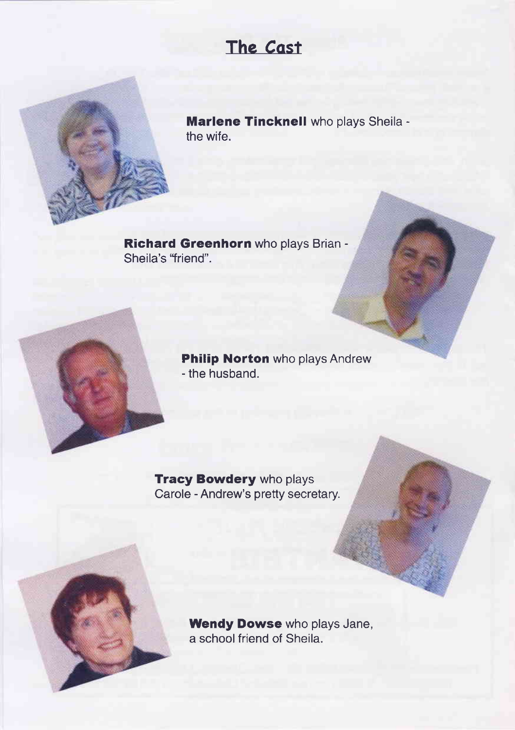# The Cast

**Marlene Tincknell** who plays Sheila - the wife.

**Richard Greenhorn** who plays Brian - Sheila's "friend".

**Philip Norton** who plays Andrew - the husband.

**Tracy Bowdery** who plays Carole - Andrew's pretty secretary.

**Wendy Dowse** who plays Jane, a school friend of Sheila.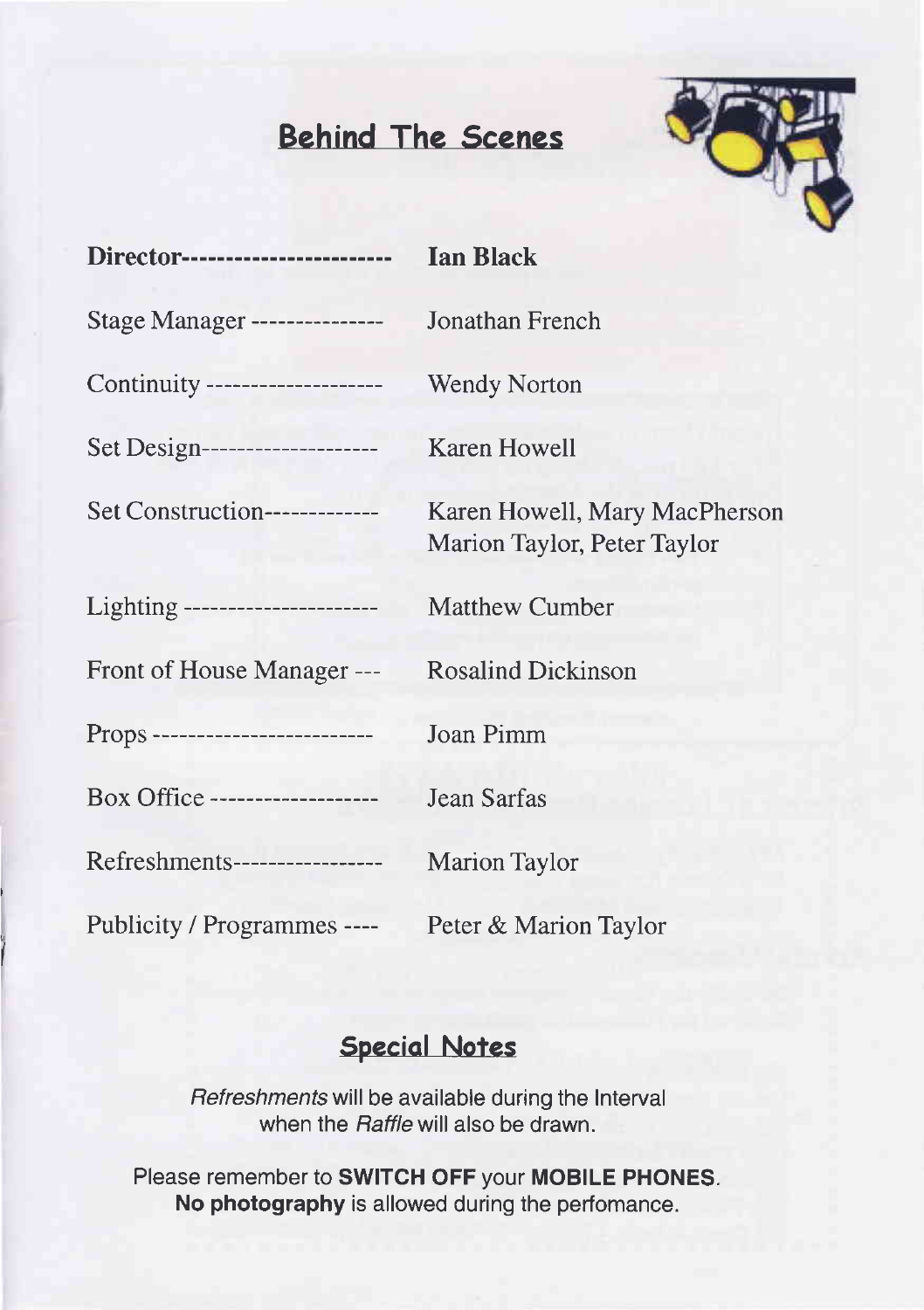## Behind The Scenes

| | |
|---|---|
| **Director** | **Ian Black** |
| Stage Manager | Jonathan French |
| Continuity | Wendy Norton |
| Set Design | Karen Howell |
| Set Construction | Karen Howell, Mary MacPherson<br>Marion Taylor, Peter Taylor |
| Lighting | Matthew Cumber |
| Front of House Manager | Rosalind Dickinson |
| Props | Joan Pimm |
| Box Office | Jean Sarfas |
| Refreshments | Marion Taylor |
| Publicity / Programmes | Peter & Marion Taylor |

## Special Notes

*Refreshments* will be available during the Interval when the *Raffle* will also be drawn.

Please remember to **SWITCH OFF** your **MOBILE PHONES**.
**No photography** is allowed during the perfomance.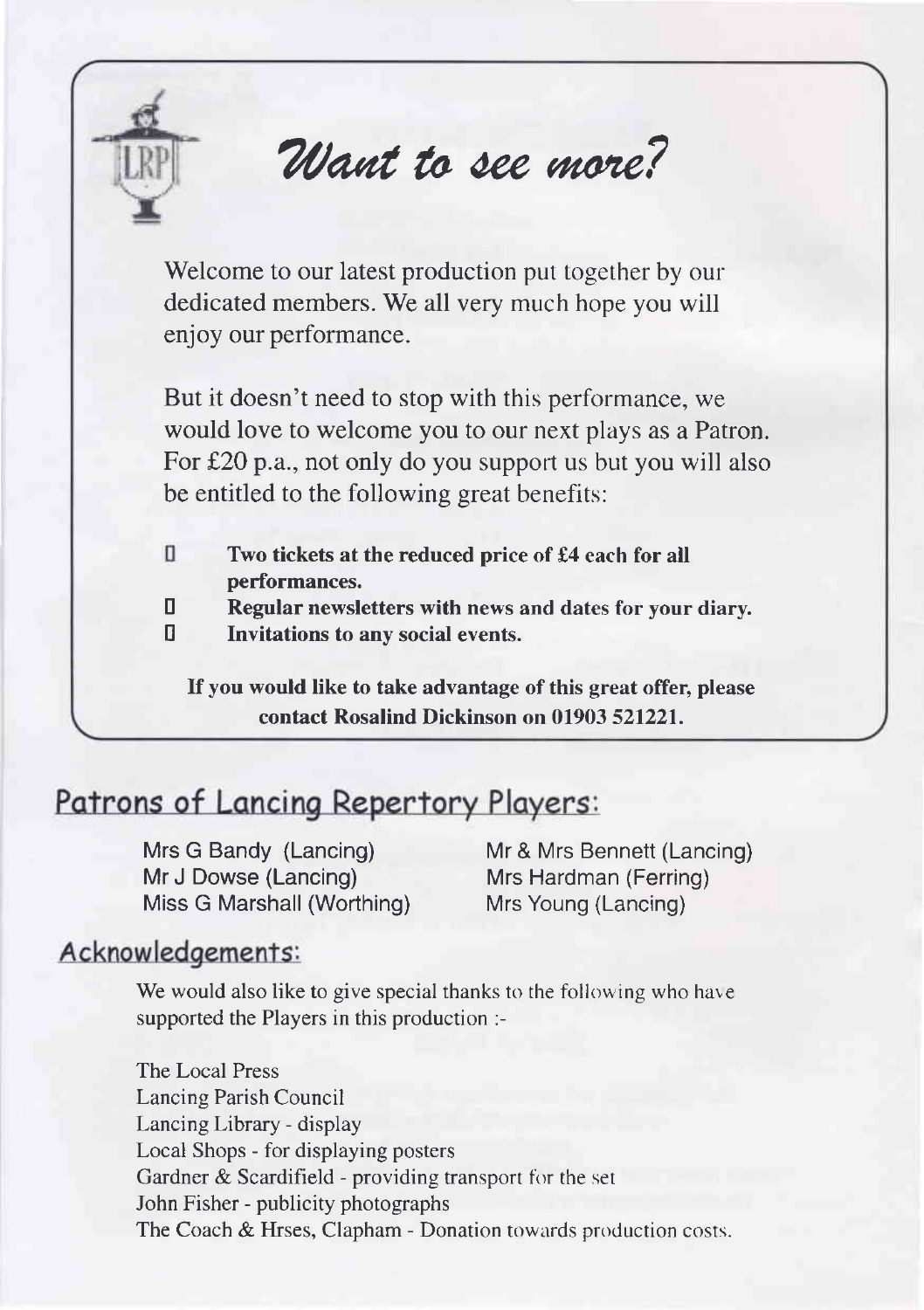# *Want to see more?*

Welcome to our latest production put together by our dedicated members. We all very much hope you will enjoy our performance.

But it doesn't need to stop with this performance, we would love to welcome you to our next plays as a Patron. For £20 p.a., not only do you support us but you will also be entitled to the following great benefits:

- **Two tickets at the reduced price of £4 each for all performances.**
- **Regular newsletters with news and dates for your diary.**
- **Invitations to any social events.**

**If you would like to take advantage of this great offer, please contact Rosalind Dickinson on 01903 521221.**

## Patrons of Lancing Repertory Players:

Mrs G Bandy (Lancing)
Mr J Dowse (Lancing)
Miss G Marshall (Worthing)
Mr & Mrs Bennett (Lancing)
Mrs Hardman (Ferring)
Mrs Young (Lancing)

## Acknowledgements:

We would also like to give special thanks to the following who have supported the Players in this production :-

The Local Press
Lancing Parish Council
Lancing Library - display
Local Shops - for displaying posters
Gardner & Scardifield - providing transport for the set
John Fisher - publicity photographs
The Coach & Hrses, Clapham - Donation towards production costs.